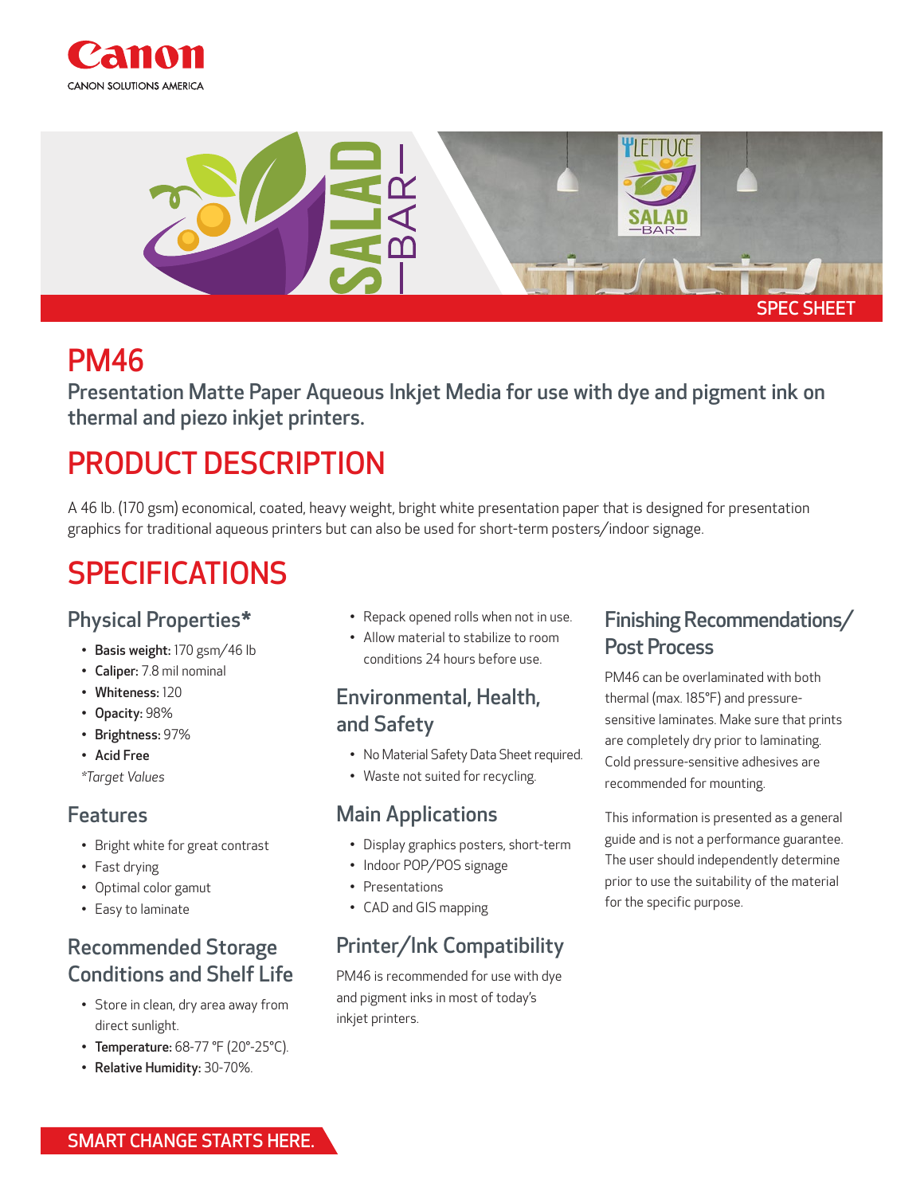Canon

CANON SOLUTIONS AMERICA

SPEC SHEET

# PM46

Presentation Matte Paper Aqueous Inkjet Media for use with dye and pigment ink on thermal and piezo inkjet printers.

# PRODUCT DESCRIPTION

A 46 lb. (170 gsm) economical, coated, heavy weight, bright white presentation paper that is designed for presentation graphics for traditional aqueous printers but can also be used for short-term posters/indoor signage.

# SPECIFICATIONS

## Physical Properties*

- **Basis weight:** 170 gsm/46 lb
- **Caliper:** 7.8 mil nominal
- **Whiteness:** 120
- **Opacity:** 98%
- **Brightness:** 97%
- **Acid Free**

*\*Target Values*

## Features

- Bright white for great contrast
- Fast drying
- Optimal color gamut
- Easy to laminate

## Recommended Storage Conditions and Shelf Life

- Store in clean, dry area away from direct sunlight.
- **Temperature:** 68-77 °F (20°-25°C).
- **Relative Humidity:** 30-70%.
- Repack opened rolls when not in use.
- Allow material to stabilize to room conditions 24 hours before use.

## Environmental, Health, and Safety

- No Material Safety Data Sheet required.
- Waste not suited for recycling.

## Main Applications

- Display graphics posters, short-term
- Indoor POP/POS signage
- Presentations
- CAD and GIS mapping

## Printer/Ink Compatibility

PM46 is recommended for use with dye and pigment inks in most of today's inkjet printers.

## Finishing Recommendations/ Post Process

PM46 can be overlaminated with both thermal (max. 185°F) and pressure-sensitive laminates. Make sure that prints are completely dry prior to laminating. Cold pressure-sensitive adhesives are recommended for mounting.

This information is presented as a general guide and is not a performance guarantee. The user should independently determine prior to use the suitability of the material for the specific purpose.

SMART CHANGE STARTS HERE.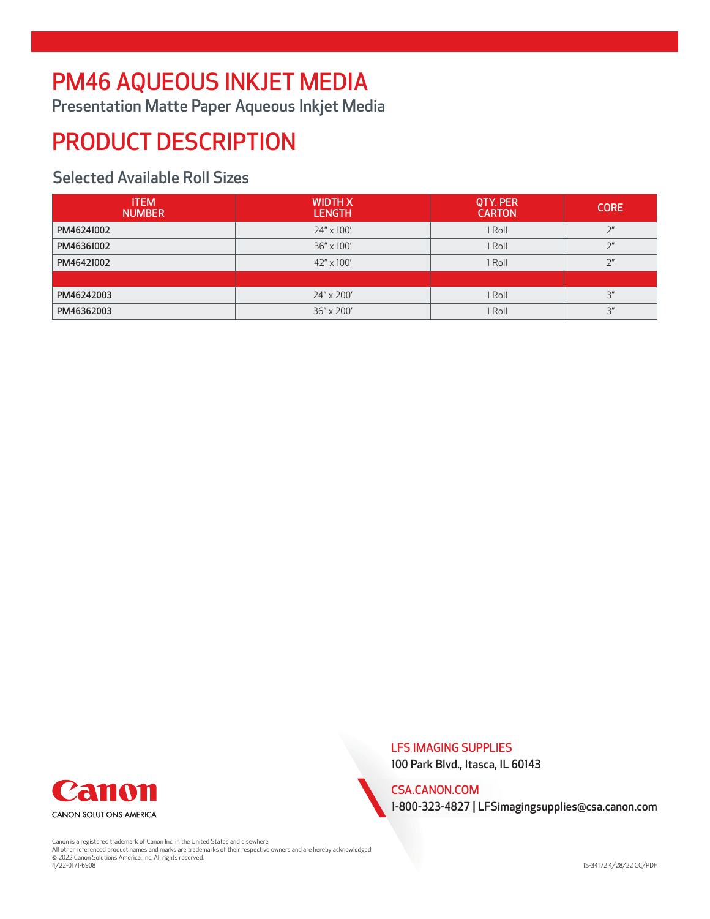# PM46 AQUEOUS INKJET MEDIA

Presentation Matte Paper Aqueous Inkjet Media

# PRODUCT DESCRIPTION

## Selected Available Roll Sizes

| ITEM NUMBER | WIDTH X LENGTH | QTY. PER CARTON | CORE |
|---|---|---|---|
| PM46241002 | 24" x 100' | 1 Roll | 2" |
| PM46361002 | 36" x 100' | 1 Roll | 2" |
| PM46421002 | 42" x 100' | 1 Roll | 2" |
| | | | |
| PM46242003 | 24" x 200' | 1 Roll | 3" |
| PM46362003 | 36" x 200' | 1 Roll | 3" |

Canon

CANON SOLUTIONS AMERICA

LFS IMAGING SUPPLIES

100 Park Blvd., Itasca, IL 60143

CSA.CANON.COM

1-800-323-4827 | LFSimagingsupplies@csa.canon.com

Canon is a registered trademark of Canon Inc. in the United States and elsewhere.
All other referenced product names and marks are trademarks of their respective owners and are hereby acknowledged.
© 2022 Canon Solutions America, Inc. All rights reserved.
4/22-0171-6908

IS-34172 4/28/22 CC/PDF